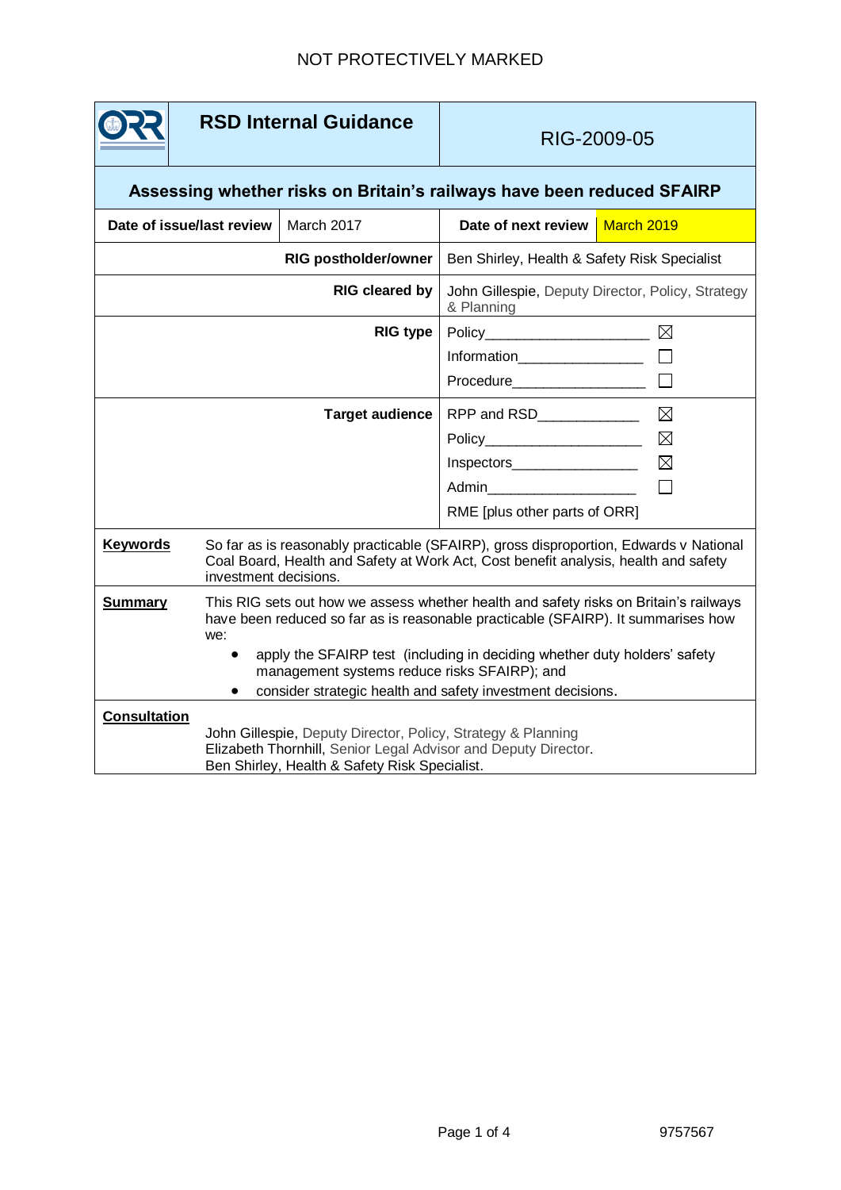NOT PROTECTIVELY MARKED

| RSD Internal Guidance | | RIG-2009-05 | |
|---|---|---|---|
| **Assessing whether risks on Britain's railways have been reduced SFAIRP** | | | |
| **Date of issue/last review** | March 2017 | **Date of next review** | March 2019 |
| | **RIG postholder/owner** | Ben Shirley, Health & Safety Risk Specialist | |
| | **RIG cleared by** | John Gillespie, Deputy Director, Policy, Strategy & Planning | |
| | **RIG type** | Policy ☒<br>Information ☐<br>Procedure ☐ | |
| | **Target audience** | RPP and RSD ☒<br>Policy ☒<br>Inspectors ☒<br>Admin ☐<br>RME [plus other parts of ORR] | |

**Keywords**

So far as is reasonably practicable (SFAIRP), gross disproportion, Edwards v National Coal Board, Health and Safety at Work Act, Cost benefit analysis, health and safety investment decisions.

**Summary**

This RIG sets out how we assess whether health and safety risks on Britain's railways have been reduced so far as is reasonable practicable (SFAIRP). It summarises how we:

- apply the SFAIRP test (including in deciding whether duty holders' safety management systems reduce risks SFAIRP); and
- consider strategic health and safety investment decisions.

**Consultation**

John Gillespie, Deputy Director, Policy, Strategy & Planning
Elizabeth Thornhill, Senior Legal Advisor and Deputy Director.
Ben Shirley, Health & Safety Risk Specialist.

9757567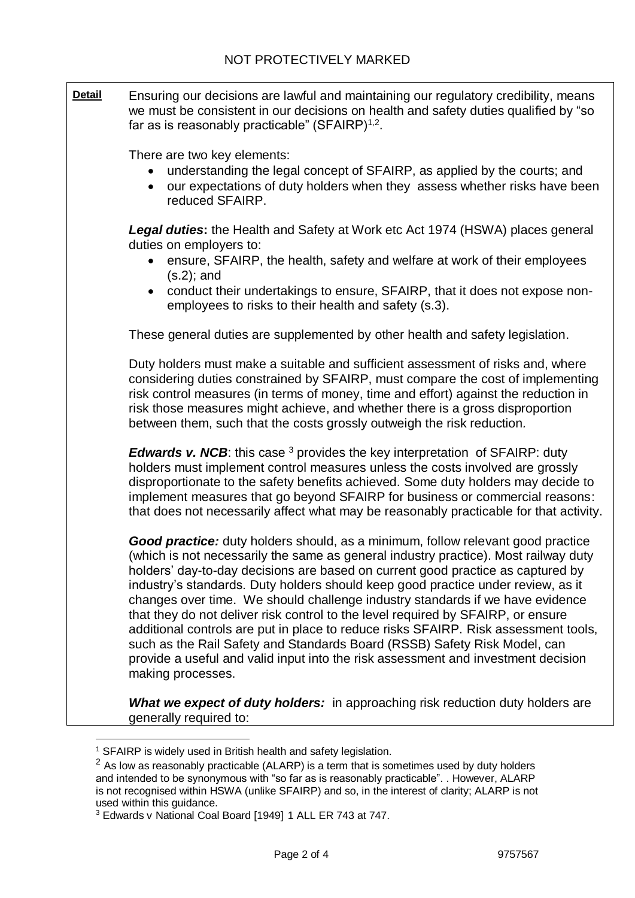**Detail**

Ensuring our decisions are lawful and maintaining our regulatory credibility, means we must be consistent in our decisions on health and safety duties qualified by "so far as is reasonably practicable" (SFAIRP)[1,2].

There are two key elements:

- understanding the legal concept of SFAIRP, as applied by the courts; and
- our expectations of duty holders when they assess whether risks have been reduced SFAIRP.

***Legal duties*:** the Health and Safety at Work etc Act 1974 (HSWA) places general duties on employers to:

- ensure, SFAIRP, the health, safety and welfare at work of their employees (s.2); and
- conduct their undertakings to ensure, SFAIRP, that it does not expose non-employees to risks to their health and safety (s.3).

These general duties are supplemented by other health and safety legislation.

Duty holders must make a suitable and sufficient assessment of risks and, where considering duties constrained by SFAIRP, must compare the cost of implementing risk control measures (in terms of money, time and effort) against the reduction in risk those measures might achieve, and whether there is a gross disproportion between them, such that the costs grossly outweigh the risk reduction.

***Edwards v. NCB***: this case [3] provides the key interpretation of SFAIRP: duty holders must implement control measures unless the costs involved are grossly disproportionate to the safety benefits achieved. Some duty holders may decide to implement measures that go beyond SFAIRP for business or commercial reasons: that does not necessarily affect what may be reasonably practicable for that activity.

***Good practice:*** duty holders should, as a minimum, follow relevant good practice (which is not necessarily the same as general industry practice). Most railway duty holders' day-to-day decisions are based on current good practice as captured by industry's standards. Duty holders should keep good practice under review, as it changes over time. We should challenge industry standards if we have evidence that they do not deliver risk control to the level required by SFAIRP, or ensure additional controls are put in place to reduce risks SFAIRP. Risk assessment tools, such as the Rail Safety and Standards Board (RSSB) Safety Risk Model, can provide a useful and valid input into the risk assessment and investment decision making processes.

***What we expect of duty holders:*** in approaching risk reduction duty holders are generally required to:

---

[1] SFAIRP is widely used in British health and safety legislation.

[2] As low as reasonably practicable (ALARP) is a term that is sometimes used by duty holders and intended to be synonymous with "so far as is reasonably practicable". . However, ALARP is not recognised within HSWA (unlike SFAIRP) and so, in the interest of clarity; ALARP is not used within this guidance.

[3] Edwards v National Coal Board [1949] 1 ALL ER 743 at 747.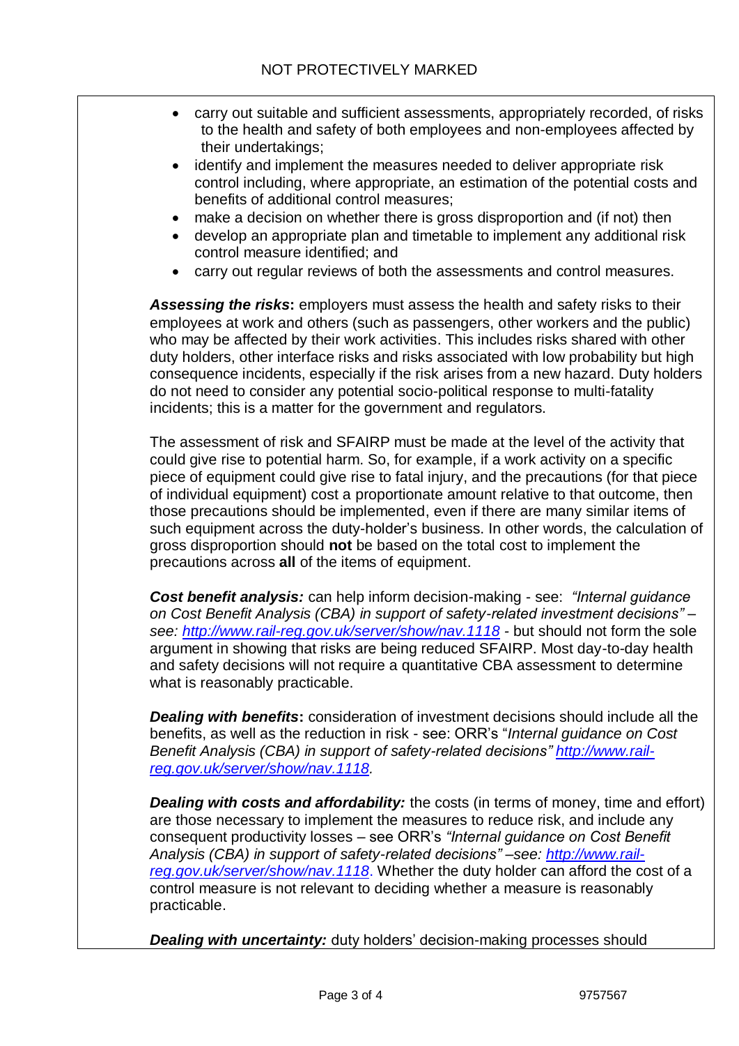- carry out suitable and sufficient assessments, appropriately recorded, of risks to the health and safety of both employees and non-employees affected by their undertakings;
- identify and implement the measures needed to deliver appropriate risk control including, where appropriate, an estimation of the potential costs and benefits of additional control measures;
- make a decision on whether there is gross disproportion and (if not) then
- develop an appropriate plan and timetable to implement any additional risk control measure identified; and
- carry out regular reviews of both the assessments and control measures.

***Assessing the risks*:** employers must assess the health and safety risks to their employees at work and others (such as passengers, other workers and the public) who may be affected by their work activities. This includes risks shared with other duty holders, other interface risks and risks associated with low probability but high consequence incidents, especially if the risk arises from a new hazard. Duty holders do not need to consider any potential socio-political response to multi-fatality incidents; this is a matter for the government and regulators.

The assessment of risk and SFAIRP must be made at the level of the activity that could give rise to potential harm. So, for example, if a work activity on a specific piece of equipment could give rise to fatal injury, and the precautions (for that piece of individual equipment) cost a proportionate amount relative to that outcome, then those precautions should be implemented, even if there are many similar items of such equipment across the duty-holder's business. In other words, the calculation of gross disproportion should **not** be based on the total cost to implement the precautions across **all** of the items of equipment.

***Cost benefit analysis:*** can help inform decision-making - see: *"Internal guidance on Cost Benefit Analysis (CBA) in support of safety-related investment decisions" – see: [http://www.rail-reg.gov.uk/server/show/nav.1118](http://www.rail-reg.gov.uk/server/show/nav.1118)* - but should not form the sole argument in showing that risks are being reduced SFAIRP. Most day-to-day health and safety decisions will not require a quantitative CBA assessment to determine what is reasonably practicable.

***Dealing with benefits*:** consideration of investment decisions should include all the benefits, as well as the reduction in risk - see: ORR's "*Internal guidance on Cost Benefit Analysis (CBA) in support of safety-related decisions" [http://www.rail-reg.gov.uk/server/show/nav.1118](http://www.rail-reg.gov.uk/server/show/nav.1118).*

***Dealing with costs and affordability:*** the costs (in terms of money, time and effort) are those necessary to implement the measures to reduce risk, and include any consequent productivity losses – see ORR's *"Internal guidance on Cost Benefit Analysis (CBA) in support of safety-related decisions" –see: [http://www.rail-reg.gov.uk/server/show/nav.1118](http://www.rail-reg.gov.uk/server/show/nav.1118)*. Whether the duty holder can afford the cost of a control measure is not relevant to deciding whether a measure is reasonably practicable.

***Dealing with uncertainty:*** duty holders' decision-making processes should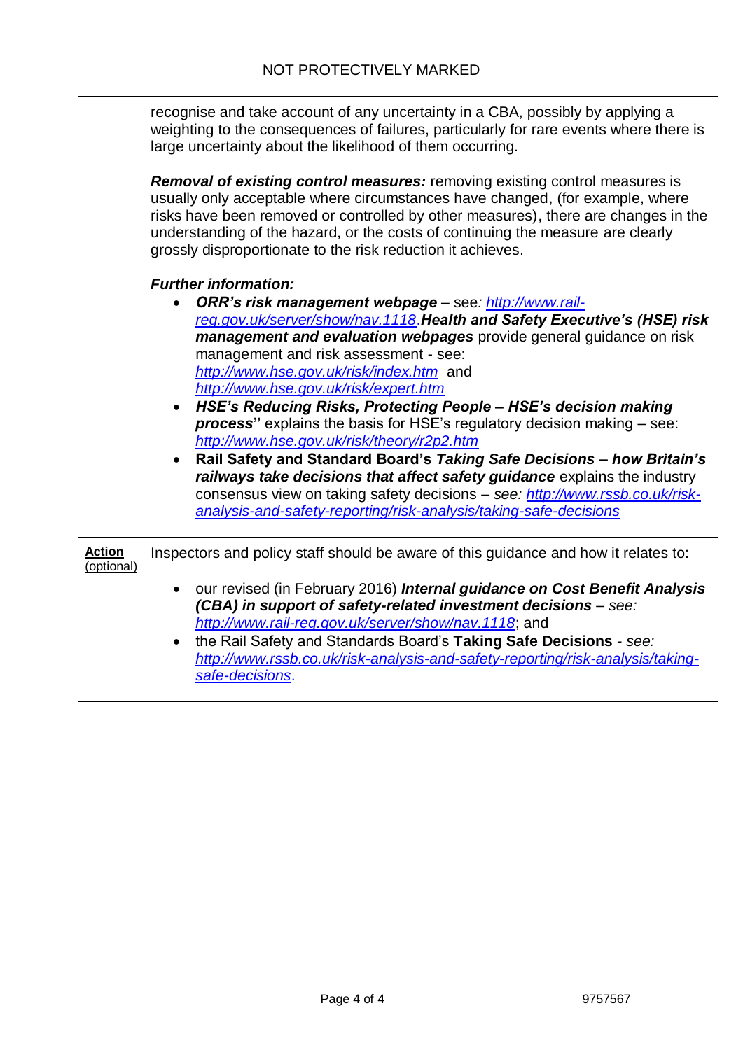recognise and take account of any uncertainty in a CBA, possibly by applying a weighting to the consequences of failures, particularly for rare events where there is large uncertainty about the likelihood of them occurring.

***Removal of existing control measures:*** removing existing control measures is usually only acceptable where circumstances have changed, (for example, where risks have been removed or controlled by other measures), there are changes in the understanding of the hazard, or the costs of continuing the measure are clearly grossly disproportionate to the risk reduction it achieves.

***Further information:***

- ***ORR's risk management webpage*** – see*: http://www.rail-reg.gov.uk/server/show/nav.1118*.***Health and Safety Executive's (HSE) risk management and evaluation webpages*** provide general guidance on risk management and risk assessment - see: *http://www.hse.gov.uk/risk/index.htm* and *http://www.hse.gov.uk/risk/expert.htm*
- ***HSE's Reducing Risks, Protecting People – HSE's decision making process*"** explains the basis for HSE's regulatory decision making – see: *http://www.hse.gov.uk/risk/theory/r2p2.htm*
- **Rail Safety and Standard Board's *Taking Safe Decisions – how Britain's railways take decisions that affect safety guidance*** explains the industry consensus view on taking safety decisions – *see: http://www.rssb.co.uk/risk-analysis-and-safety-reporting/risk-analysis/taking-safe-decisions*

**Action** (optional)

Inspectors and policy staff should be aware of this guidance and how it relates to:

- our revised (in February 2016) ***Internal guidance on Cost Benefit Analysis (CBA) in support of safety-related investment decisions*** *– see: http://www.rail-reg.gov.uk/server/show/nav.1118*; and
- the Rail Safety and Standards Board's **Taking Safe Decisions** *- see: http://www.rssb.co.uk/risk-analysis-and-safety-reporting/risk-analysis/taking-safe-decisions*.